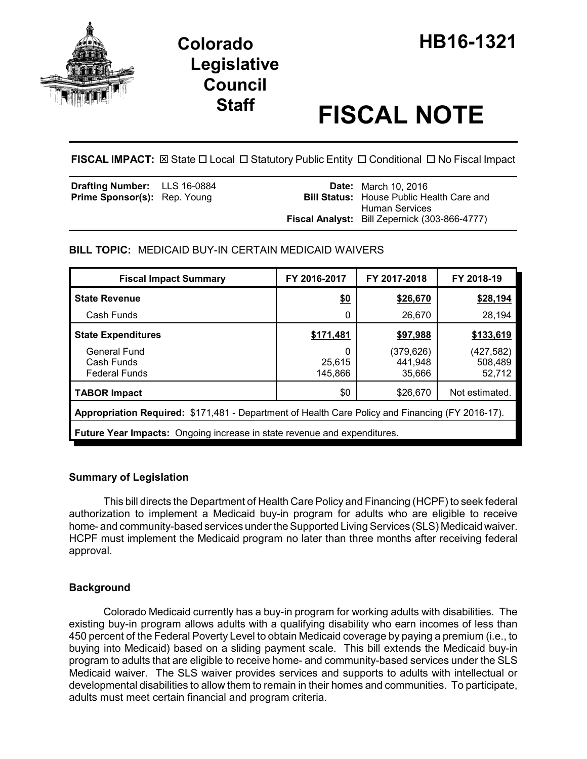# Colorado Legislative Council Staff

# HB16-1321

# FISCAL NOTE

**FISCAL IMPACT:** ☒ State ☐ Local ☐ Statutory Public Entity ☐ Conditional ☐ No Fiscal Impact

| | | | |
|---|---|---|---|
| **Drafting Number:** | LLS 16-0884 | **Date:** | March 10, 2016 |
| **Prime Sponsor(s):** | Rep. Young | **Bill Status:** | House Public Health Care and Human Services |
| | | **Fiscal Analyst:** | Bill Zepernick (303-866-4777) |

**BILL TOPIC:** MEDICAID BUY-IN CERTAIN MEDICAID WAIVERS

| Fiscal Impact Summary | FY 2016-2017 | FY 2017-2018 | FY 2018-19 |
|---|---|---|---|
| **State Revenue** | **$0** | **$26,670** | **$28,194** |
| Cash Funds | 0 | 26,670 | 28,194 |
| **State Expenditures** | **$171,481** | **$97,988** | **$133,619** |
| General Fund | 0 | (379,626) | (427,582) |
| Cash Funds | 25,615 | 441,948 | 508,489 |
| Federal Funds | 145,866 | 35,666 | 52,712 |
| **TABOR Impact** | $0 | $26,670 | Not estimated. |
| **Appropriation Required:** $171,481 - Department of Health Care Policy and Financing (FY 2016-17). | | | |
| **Future Year Impacts:** Ongoing increase in state revenue and expenditures. | | | |

### Summary of Legislation

This bill directs the Department of Health Care Policy and Financing (HCPF) to seek federal authorization to implement a Medicaid buy-in program for adults who are eligible to receive home- and community-based services under the Supported Living Services (SLS) Medicaid waiver. HCPF must implement the Medicaid program no later than three months after receiving federal approval.

### Background

Colorado Medicaid currently has a buy-in program for working adults with disabilities. The existing buy-in program allows adults with a qualifying disability who earn incomes of less than 450 percent of the Federal Poverty Level to obtain Medicaid coverage by paying a premium (i.e., to buying into Medicaid) based on a sliding payment scale. This bill extends the Medicaid buy-in program to adults that are eligible to receive home- and community-based services under the SLS Medicaid waiver. The SLS waiver provides services and supports to adults with intellectual or developmental disabilities to allow them to remain in their homes and communities. To participate, adults must meet certain financial and program criteria.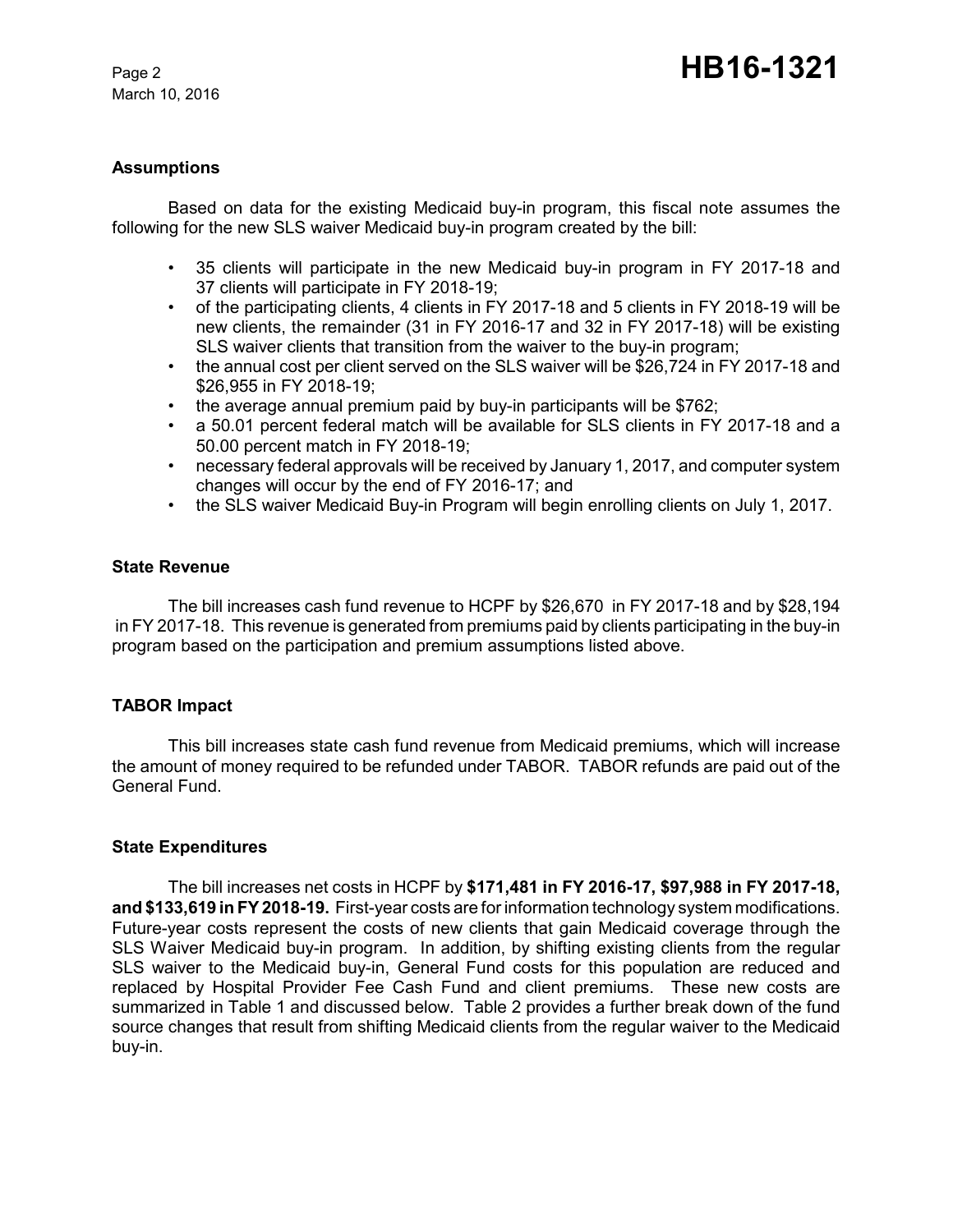### Assumptions

Based on data for the existing Medicaid buy-in program, this fiscal note assumes the following for the new SLS waiver Medicaid buy-in program created by the bill:

- 35 clients will participate in the new Medicaid buy-in program in FY 2017-18 and 37 clients will participate in FY 2018-19;
- of the participating clients, 4 clients in FY 2017-18 and 5 clients in FY 2018-19 will be new clients, the remainder (31 in FY 2016-17 and 32 in FY 2017-18) will be existing SLS waiver clients that transition from the waiver to the buy-in program;
- the annual cost per client served on the SLS waiver will be $26,724 in FY 2017-18 and $26,955 in FY 2018-19;
- the average annual premium paid by buy-in participants will be $762;
- a 50.01 percent federal match will be available for SLS clients in FY 2017-18 and a 50.00 percent match in FY 2018-19;
- necessary federal approvals will be received by January 1, 2017, and computer system changes will occur by the end of FY 2016-17; and
- the SLS waiver Medicaid Buy-in Program will begin enrolling clients on July 1, 2017.

### State Revenue

The bill increases cash fund revenue to HCPF by $26,670 in FY 2017-18 and by $28,194 in FY 2017-18. This revenue is generated from premiums paid by clients participating in the buy-in program based on the participation and premium assumptions listed above.

### TABOR Impact

This bill increases state cash fund revenue from Medicaid premiums, which will increase the amount of money required to be refunded under TABOR. TABOR refunds are paid out of the General Fund.

### State Expenditures

The bill increases net costs in HCPF by **$171,481 in FY 2016-17, $97,988 in FY 2017-18, and $133,619 in FY 2018-19.** First-year costs are for information technology system modifications. Future-year costs represent the costs of new clients that gain Medicaid coverage through the SLS Waiver Medicaid buy-in program. In addition, by shifting existing clients from the regular SLS waiver to the Medicaid buy-in, General Fund costs for this population are reduced and replaced by Hospital Provider Fee Cash Fund and client premiums. These new costs are summarized in Table 1 and discussed below. Table 2 provides a further break down of the fund source changes that result from shifting Medicaid clients from the regular waiver to the Medicaid buy-in.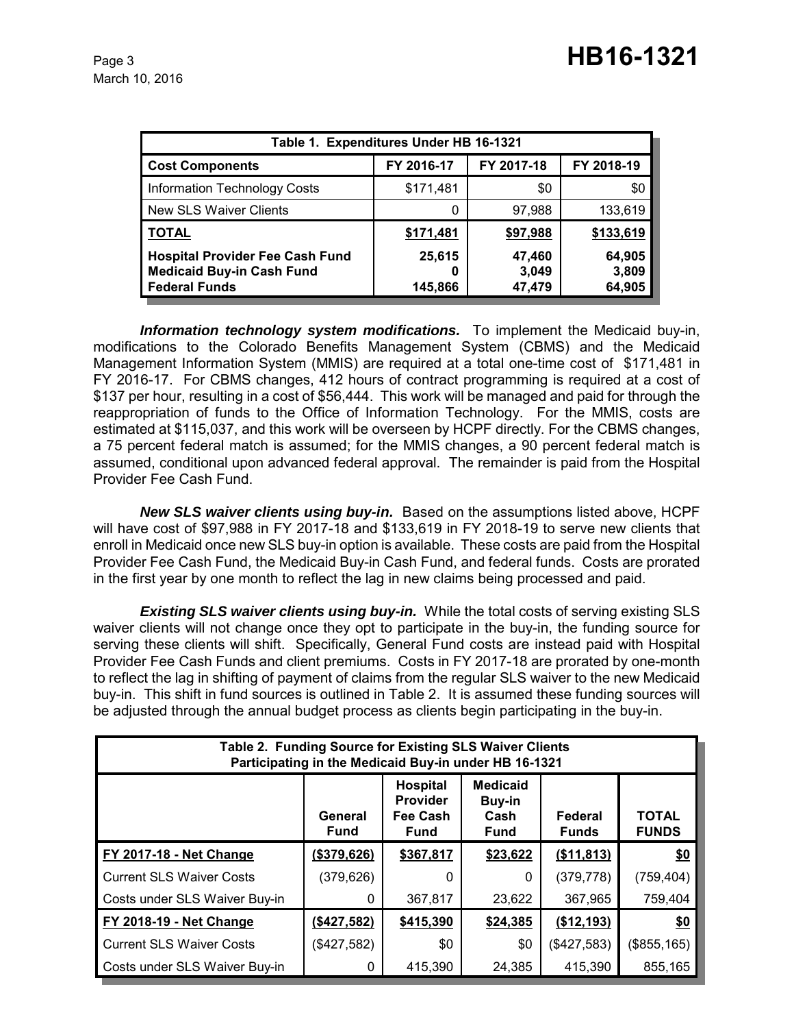| Table 1. Expenditures Under HB 16-1321 | | | |
|---|---|---|---|
| **Cost Components** | **FY 2016-17** | **FY 2017-18** | **FY 2018-19** |
| Information Technology Costs | $171,481 | $0 | $0 |
| New SLS Waiver Clients | 0 | 97,988 | 133,619 |
| **TOTAL** | **$171,481** | **$97,988** | **$133,619** |
| **Hospital Provider Fee Cash Fund** | **25,615** | **47,460** | **64,905** |
| **Medicaid Buy-in Cash Fund** | **0** | **3,049** | **3,809** |
| **Federal Funds** | **145,866** | **47,479** | **64,905** |

***Information technology system modifications.*** To implement the Medicaid buy-in, modifications to the Colorado Benefits Management System (CBMS) and the Medicaid Management Information System (MMIS) are required at a total one-time cost of $171,481 in FY 2016-17. For CBMS changes, 412 hours of contract programming is required at a cost of $137 per hour, resulting in a cost of $56,444. This work will be managed and paid for through the reappropriation of funds to the Office of Information Technology. For the MMIS, costs are estimated at $115,037, and this work will be overseen by HCPF directly. For the CBMS changes, a 75 percent federal match is assumed; for the MMIS changes, a 90 percent federal match is assumed, conditional upon advanced federal approval. The remainder is paid from the Hospital Provider Fee Cash Fund.

***New SLS waiver clients using buy-in.*** Based on the assumptions listed above, HCPF will have cost of $97,988 in FY 2017-18 and $133,619 in FY 2018-19 to serve new clients that enroll in Medicaid once new SLS buy-in option is available. These costs are paid from the Hospital Provider Fee Cash Fund, the Medicaid Buy-in Cash Fund, and federal funds. Costs are prorated in the first year by one month to reflect the lag in new claims being processed and paid.

***Existing SLS waiver clients using buy-in.*** While the total costs of serving existing SLS waiver clients will not change once they opt to participate in the buy-in, the funding source for serving these clients will shift. Specifically, General Fund costs are instead paid with Hospital Provider Fee Cash Funds and client premiums. Costs in FY 2017-18 are prorated by one-month to reflect the lag in shifting of payment of claims from the regular SLS waiver to the new Medicaid buy-in. This shift in fund sources is outlined in Table 2. It is assumed these funding sources will be adjusted through the annual budget process as clients begin participating in the buy-in.

| Table 2. Funding Source for Existing SLS Waiver Clients Participating in the Medicaid Buy-in under HB 16-1321 | | | | | |
|---|---|---|---|---|---|
| | **General Fund** | **Hospital Provider Fee Cash Fund** | **Medicaid Buy-in Cash Fund** | **Federal Funds** | **TOTAL FUNDS** |
| **FY 2017-18 - Net Change** | **($379,626)** | **$367,817** | **$23,622** | **($11,813)** | **$0** |
| Current SLS Waiver Costs | (379,626) | 0 | 0 | (379,778) | (759,404) |
| Costs under SLS Waiver Buy-in | 0 | 367,817 | 23,622 | 367,965 | 759,404 |
| **FY 2018-19 - Net Change** | **($427,582)** | **$415,390** | **$24,385** | **($12,193)** | **$0** |
| Current SLS Waiver Costs | ($427,582) | $0 | $0 | ($427,583) | ($855,165) |
| Costs under SLS Waiver Buy-in | 0 | 415,390 | 24,385 | 415,390 | 855,165 |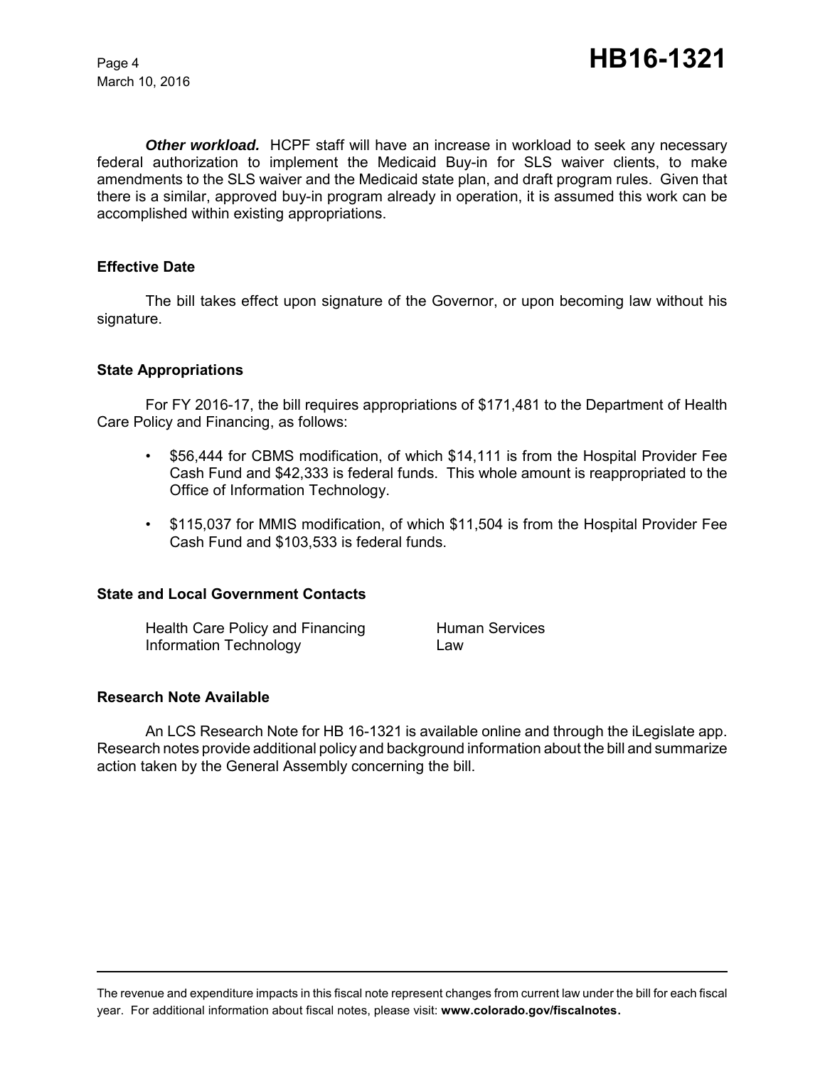***Other workload.*** HCPF staff will have an increase in workload to seek any necessary federal authorization to implement the Medicaid Buy-in for SLS waiver clients, to make amendments to the SLS waiver and the Medicaid state plan, and draft program rules. Given that there is a similar, approved buy-in program already in operation, it is assumed this work can be accomplished within existing appropriations.

### Effective Date

The bill takes effect upon signature of the Governor, or upon becoming law without his signature.

### State Appropriations

For FY 2016-17, the bill requires appropriations of $171,481 to the Department of Health Care Policy and Financing, as follows:

- $56,444 for CBMS modification, of which $14,111 is from the Hospital Provider Fee Cash Fund and $42,333 is federal funds. This whole amount is reappropriated to the Office of Information Technology.
- $115,037 for MMIS modification, of which $11,504 is from the Hospital Provider Fee Cash Fund and $103,533 is federal funds.

### State and Local Government Contacts

| | |
|---|---|
| Health Care Policy and Financing | Human Services |
| Information Technology | Law |

### Research Note Available

An LCS Research Note for HB 16-1321 is available online and through the iLegislate app. Research notes provide additional policy and background information about the bill and summarize action taken by the General Assembly concerning the bill.

The revenue and expenditure impacts in this fiscal note represent changes from current law under the bill for each fiscal year. For additional information about fiscal notes, please visit: **www.colorado.gov/fiscalnotes.**